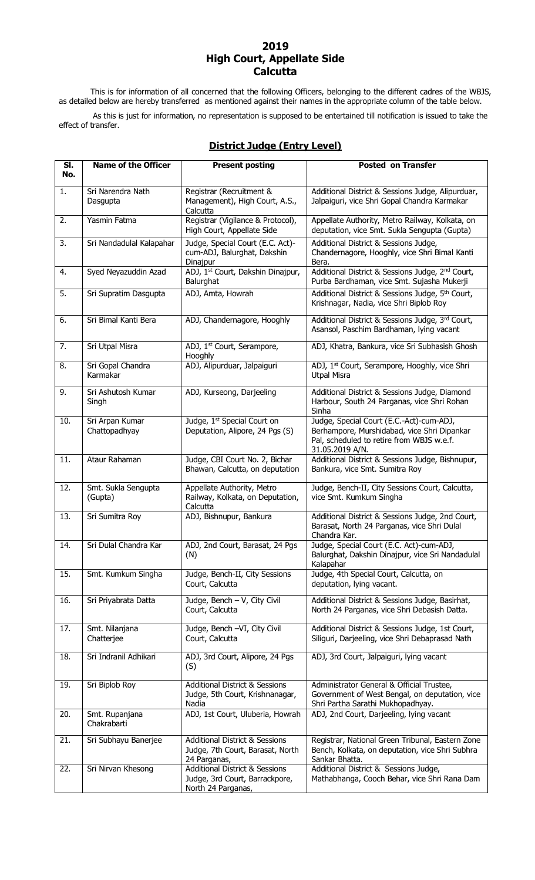# 2019
# High Court, Appellate Side
# Calcutta

This is for information of all concerned that the following Officers, belonging to the different cadres of the WBJS, as detailed below are hereby transferred as mentioned against their names in the appropriate column of the table below.

As this is just for information, no representation is supposed to be entertained till notification is issued to take the effect of transfer.

## District Judge (Entry Level)

| Sl. No. | Name of the Officer | Present posting | Posted on Transfer |
|---|---|---|---|
| 1. | Sri Narendra Nath Dasgupta | Registrar (Recruitment & Management), High Court, A.S., Calcutta | Additional District & Sessions Judge, Alipurduar, Jalpaiguri, vice Shri Gopal Chandra Karmakar |
| 2. | Yasmin Fatma | Registrar (Vigilance & Protocol), High Court, Appellate Side | Appellate Authority, Metro Railway, Kolkata, on deputation, vice Smt. Sukla Sengupta (Gupta) |
| 3. | Sri Nandadulal Kalapahar | Judge, Special Court (E.C. Act)-cum-ADJ, Balurghat, Dakshin Dinajpur | Additional District & Sessions Judge, Chandernagore, Hooghly, vice Shri Bimal Kanti Bera. |
| 4. | Syed Neyazuddin Azad | ADJ, 1st Court, Dakshin Dinajpur, Balurghat | Additional District & Sessions Judge, 2nd Court, Purba Bardhaman, vice Smt. Sujasha Mukerji |
| 5. | Sri Supratim Dasgupta | ADJ, Amta, Howrah | Additional District & Sessions Judge, 5th Court, Krishnagar, Nadia, vice Shri Biplob Roy |
| 6. | Sri Bimal Kanti Bera | ADJ, Chandernagore, Hooghly | Additional District & Sessions Judge, 3rd Court, Asansol, Paschim Bardhaman, lying vacant |
| 7. | Sri Utpal Misra | ADJ, 1st Court, Serampore, Hooghly | ADJ, Khatra, Bankura, vice Sri Subhasish Ghosh |
| 8. | Sri Gopal Chandra Karmakar | ADJ, Alipurduar, Jalpaiguri | ADJ, 1st Court, Serampore, Hooghly, vice Shri Utpal Misra |
| 9. | Sri Ashutosh Kumar Singh | ADJ, Kurseong, Darjeeling | Additional District & Sessions Judge, Diamond Harbour, South 24 Parganas, vice Shri Rohan Sinha |
| 10. | Sri Arpan Kumar Chattopadhyay | Judge, 1st Special Court on Deputation, Alipore, 24 Pgs (S) | Judge, Special Court (E.C.-Act)-cum-ADJ, Berhampore, Murshidabad, vice Shri Dipankar Pal, scheduled to retire from WBJS w.e.f. 31.05.2019 A/N. |
| 11. | Ataur Rahaman | Judge, CBI Court No. 2, Bichar Bhawan, Calcutta, on deputation | Additional District & Sessions Judge, Bishnupur, Bankura, vice Smt. Sumitra Roy |
| 12. | Smt. Sukla Sengupta (Gupta) | Appellate Authority, Metro Railway, Kolkata, on Deputation, Calcutta | Judge, Bench-II, City Sessions Court, Calcutta, vice Smt. Kumkum Singha |
| 13. | Sri Sumitra Roy | ADJ, Bishnupur, Bankura | Additional District & Sessions Judge, 2nd Court, Barasat, North 24 Parganas, vice Shri Dulal Chandra Kar. |
| 14. | Sri Dulal Chandra Kar | ADJ, 2nd Court, Barasat, 24 Pgs (N) | Judge, Special Court (E.C. Act)-cum-ADJ, Balurghat, Dakshin Dinajpur, vice Sri Nandadulal Kalapahar |
| 15. | Smt. Kumkum Singha | Judge, Bench-II, City Sessions Court, Calcutta | Judge, 4th Special Court, Calcutta, on deputation, lying vacant. |
| 16. | Sri Priyabrata Datta | Judge, Bench – V, City Civil Court, Calcutta | Additional District & Sessions Judge, Basirhat, North 24 Parganas, vice Shri Debasish Datta. |
| 17. | Smt. Nilanjana Chatterjee | Judge, Bench –VI, City Civil Court, Calcutta | Additional District & Sessions Judge, 1st Court, Siliguri, Darjeeling, vice Shri Debaprasad Nath |
| 18. | Sri Indranil Adhikari | ADJ, 3rd Court, Alipore, 24 Pgs (S) | ADJ, 3rd Court, Jalpaiguri, lying vacant |
| 19. | Sri Biplob Roy | Additional District & Sessions Judge, 5th Court, Krishnanagar, Nadia | Administrator General & Official Trustee, Government of West Bengal, on deputation, vice Shri Partha Sarathi Mukhopadhyay. |
| 20. | Smt. Rupanjana Chakrabarti | ADJ, 1st Court, Uluberia, Howrah | ADJ, 2nd Court, Darjeeling, lying vacant |
| 21. | Sri Subhayu Banerjee | Additional District & Sessions Judge, 7th Court, Barasat, North 24 Parganas, | Registrar, National Green Tribunal, Eastern Zone Bench, Kolkata, on deputation, vice Shri Subhra Sankar Bhatta. |
| 22. | Sri Nirvan Khesong | Additional District & Sessions Judge, 3rd Court, Barrackpore, North 24 Parganas, | Additional District & Sessions Judge, Mathabhanga, Cooch Behar, vice Shri Rana Dam |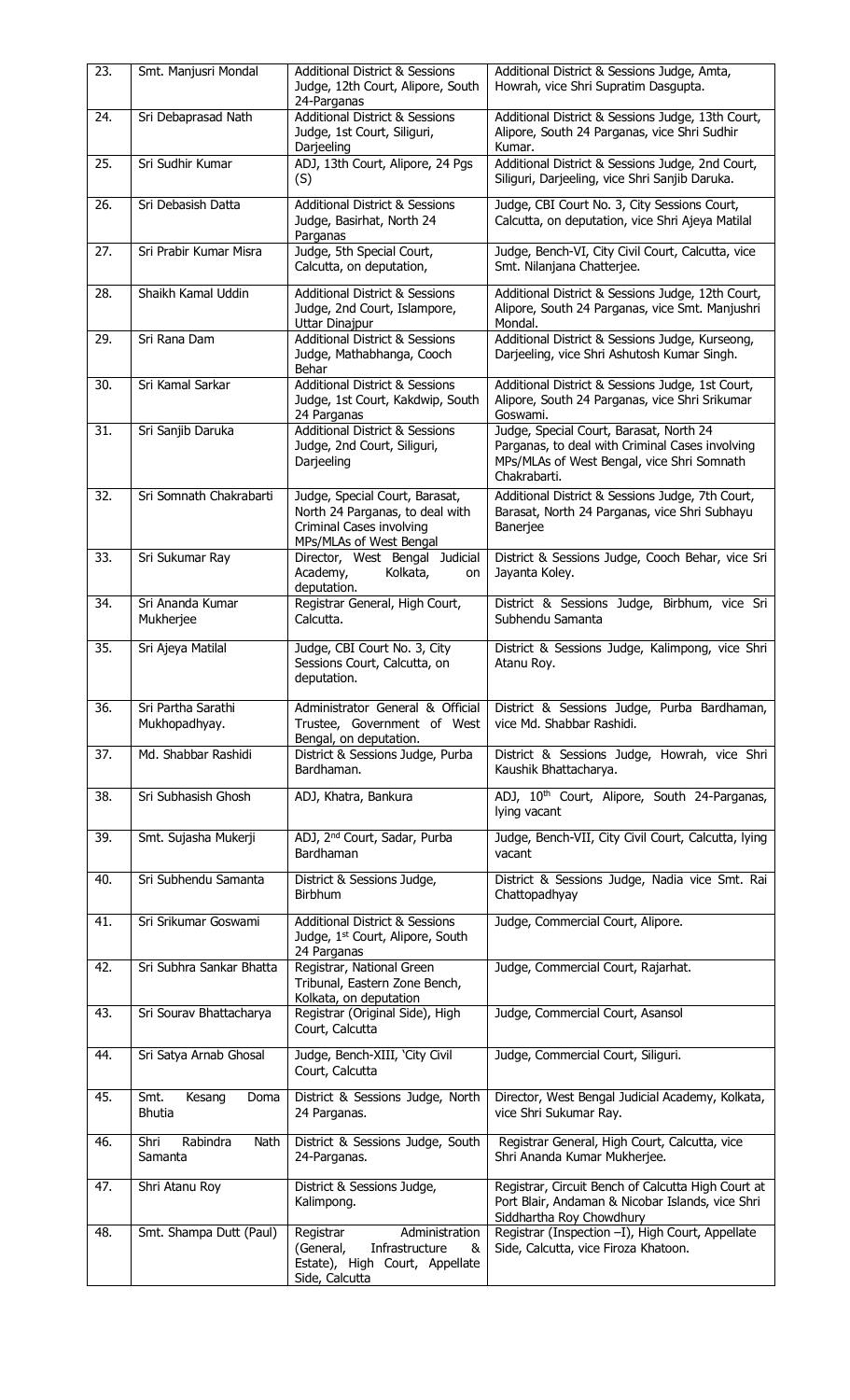| 23. | Smt. Manjusri Mondal | Additional District & Sessions Judge, 12th Court, Alipore, South 24-Parganas | Additional District & Sessions Judge, Amta, Howrah, vice Shri Supratim Dasgupta. |
|---|---|---|---|
| 24. | Sri Debaprasad Nath | Additional District & Sessions Judge, 1st Court, Siliguri, Darjeeling | Additional District & Sessions Judge, 13th Court, Alipore, South 24 Parganas, vice Shri Sudhir Kumar. |
| 25. | Sri Sudhir Kumar | ADJ, 13th Court, Alipore, 24 Pgs (S) | Additional District & Sessions Judge, 2nd Court, Siliguri, Darjeeling, vice Shri Sanjib Daruka. |
| 26. | Sri Debasish Datta | Additional District & Sessions Judge, Basirhat, North 24 Parganas | Judge, CBI Court No. 3, City Sessions Court, Calcutta, on deputation, vice Shri Ajeya Matilal |
| 27. | Sri Prabir Kumar Misra | Judge, 5th Special Court, Calcutta, on deputation, | Judge, Bench-VI, City Civil Court, Calcutta, vice Smt. Nilanjana Chatterjee. |
| 28. | Shaikh Kamal Uddin | Additional District & Sessions Judge, 2nd Court, Islampore, Uttar Dinajpur | Additional District & Sessions Judge, 12th Court, Alipore, South 24 Parganas, vice Smt. Manjushri Mondal. |
| 29. | Sri Rana Dam | Additional District & Sessions Judge, Mathabhanga, Cooch Behar | Additional District & Sessions Judge, Kurseong, Darjeeling, vice Shri Ashutosh Kumar Singh. |
| 30. | Sri Kamal Sarkar | Additional District & Sessions Judge, 1st Court, Kakdwip, South 24 Parganas | Additional District & Sessions Judge, 1st Court, Alipore, South 24 Parganas, vice Shri Srikumar Goswami. |
| 31. | Sri Sanjib Daruka | Additional District & Sessions Judge, 2nd Court, Siliguri, Darjeeling | Judge, Special Court, Barasat, North 24 Parganas, to deal with Criminal Cases involving MPs/MLAs of West Bengal, vice Shri Somnath Chakrabarti. |
| 32. | Sri Somnath Chakrabarti | Judge, Special Court, Barasat, North 24 Parganas, to deal with Criminal Cases involving MPs/MLAs of West Bengal | Additional District & Sessions Judge, 7th Court, Barasat, North 24 Parganas, vice Shri Subhayu Banerjee |
| 33. | Sri Sukumar Ray | Director, West Bengal Judicial Academy, Kolkata, on deputation. | District & Sessions Judge, Cooch Behar, vice Sri Jayanta Koley. |
| 34. | Sri Ananda Kumar Mukherjee | Registrar General, High Court, Calcutta. | District & Sessions Judge, Birbhum, vice Sri Subhendu Samanta |
| 35. | Sri Ajeya Matilal | Judge, CBI Court No. 3, City Sessions Court, Calcutta, on deputation. | District & Sessions Judge, Kalimpong, vice Shri Atanu Roy. |
| 36. | Sri Partha Sarathi Mukhopadhyay. | Administrator General & Official Trustee, Government of West Bengal, on deputation. | District & Sessions Judge, Purba Bardhaman, vice Md. Shabbar Rashidi. |
| 37. | Md. Shabbar Rashidi | District & Sessions Judge, Purba Bardhaman. | District & Sessions Judge, Howrah, vice Shri Kaushik Bhattacharya. |
| 38. | Sri Subhasish Ghosh | ADJ, Khatra, Bankura | ADJ, 10th Court, Alipore, South 24-Parganas, lying vacant |
| 39. | Smt. Sujasha Mukerji | ADJ, 2nd Court, Sadar, Purba Bardhaman | Judge, Bench-VII, City Civil Court, Calcutta, lying vacant |
| 40. | Sri Subhendu Samanta | District & Sessions Judge, Birbhum | District & Sessions Judge, Nadia vice Smt. Rai Chattopadhyay |
| 41. | Sri Srikumar Goswami | Additional District & Sessions Judge, 1st Court, Alipore, South 24 Parganas | Judge, Commercial Court, Alipore. |
| 42. | Sri Subhra Sankar Bhatta | Registrar, National Green Tribunal, Eastern Zone Bench, Kolkata, on deputation | Judge, Commercial Court, Rajarhat. |
| 43. | Sri Sourav Bhattacharya | Registrar (Original Side), High Court, Calcutta | Judge, Commercial Court, Asansol |
| 44. | Sri Satya Arnab Ghosal | Judge, Bench-XIII, 'City Civil Court, Calcutta | Judge, Commercial Court, Siliguri. |
| 45. | Smt. Kesang Doma Bhutia | District & Sessions Judge, North 24 Parganas. | Director, West Bengal Judicial Academy, Kolkata, vice Shri Sukumar Ray. |
| 46. | Shri Rabindra Nath Samanta | District & Sessions Judge, South 24-Parganas. | Registrar General, High Court, Calcutta, vice Shri Ananda Kumar Mukherjee. |
| 47. | Shri Atanu Roy | District & Sessions Judge, Kalimpong. | Registrar, Circuit Bench of Calcutta High Court at Port Blair, Andaman & Nicobar Islands, vice Shri Siddhartha Roy Chowdhury |
| 48. | Smt. Shampa Dutt (Paul) | Registrar Administration (General, Infrastructure & Estate), High Court, Appellate Side, Calcutta | Registrar (Inspection –I), High Court, Appellate Side, Calcutta, vice Firoza Khatoon. |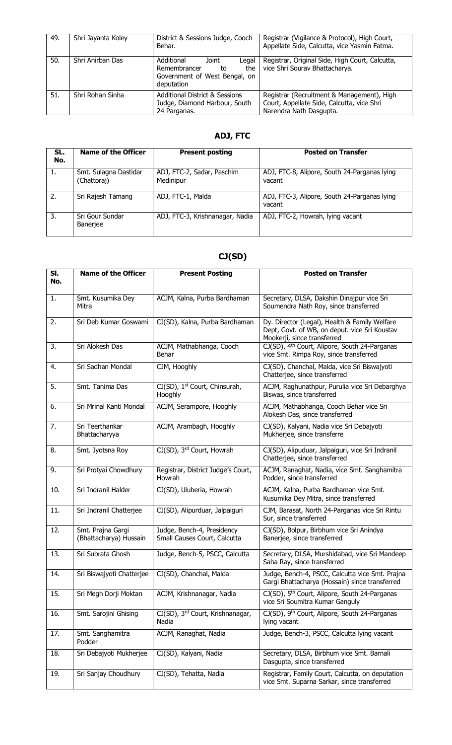| 49. | Shri Jayanta Koley | District & Sessions Judge, Cooch Behar. | Registrar (Vigilance & Protocol), High Court, Appellate Side, Calcutta, vice Yasmin Fatma. |
|---|---|---|---|
| 50. | Shri Anirban Das | Additional Joint Legal Remembrancer to the Government of West Bengal, on deputation | Registrar, Original Side, High Court, Calcutta, vice Shri Sourav Bhattacharya. |
| 51. | Shri Rohan Sinha | Additional District & Sessions Judge, Diamond Harbour, South 24 Parganas. | Registrar (Recruitment & Management), High Court, Appellate Side, Calcutta, vice Shri Narendra Nath Dasgupta. |

## ADJ, FTC

| SL. No. | Name of the Officer | Present posting | Posted on Transfer |
|---|---|---|---|
| 1. | Smt. Sulagna Dastidar (Chattoraj) | ADJ, FTC-2, Sadar, Paschim Medinipur | ADJ, FTC-8, Alipore, South 24-Parganas lying vacant |
| 2. | Sri Rajesh Tamang | ADJ, FTC-1, Malda | ADJ, FTC-3, Alipore, South 24-Parganas lying vacant |
| 3. | Sri Gour Sundar Banerjee | ADJ, FTC-3, Krishnanagar, Nadia | ADJ, FTC-2, Howrah, lying vacant |

## CJ(SD)

| Sl. No. | Name of the Officer | Present Posting | Posted on Transfer |
|---|---|---|---|
| 1. | Smt. Kusumika Dey Mitra | ACJM, Kalna, Purba Bardhaman | Secretary, DLSA, Dakshin Dinajpur vice Sri Soumendra Nath Roy, since transferred |
| 2. | Sri Deb Kumar Goswami | CJ(SD), Kalna, Purba Bardhaman | Dy. Director (Legal), Health & Family Welfare Dept, Govt. of WB, on deput. vice Sri Koustav Mookerji, since transferred |
| 3. | Sri Alokesh Das | ACJM, Mathabhanga, Cooch Behar | CJ(SD), 4th Court, Alipore, South 24-Parganas vice Smt. Rimpa Roy, since transferred |
| 4. | Sri Sadhan Mondal | CJM, Hooghly | CJ(SD), Chanchal, Malda, vice Sri Biswajyoti Chatterjee, since transferred |
| 5. | Smt. Tanima Das | CJ(SD), 1st Court, Chinsurah, Hooghly | ACJM, Raghunathpur, Purulia vice Sri Debarghya Biswas, since transferred |
| 6. | Sri Mrinal Kanti Mondal | ACJM, Serampore, Hooghly | ACJM, Mathabhanga, Cooch Behar vice Sri Alokesh Das, since transferred |
| 7. | Sri Teerthankar Bhattacharyya | ACJM, Arambagh, Hooghly | CJ(SD), Kalyani, Nadia vice Sri Debajyoti Mukherjee, since transferre |
| 8. | Smt. Jyotsna Roy | CJ(SD), 3rd Court, Howrah | CJ(SD), Alipuduar, Jalpaiguri, vice Sri Indranil Chatterjee, since transferred |
| 9. | Sri Protyai Chowdhury | Registrar, District Judge's Court, Howrah | ACJM, Ranaghat, Nadia, vice Smt. Sanghamitra Podder, since transferred |
| 10. | Sri Indranil Halder | CJ(SD), Uluberia, Howrah | ACJM, Kalna, Purba Bardhaman vice Smt. Kusumika Dey Mitra, since transferred |
| 11. | Sri Indranil Chatterjee | CJ(SD), Alipurduar, Jalpaiguri | CJM, Barasat, North 24-Parganas vice Sri Rintu Sur, since transferred |
| 12. | Smt. Prajna Gargi (Bhattacharya) Hussain | Judge, Bench-4, Presidency Small Causes Court, Calcutta | CJ(SD), Bolpur, Birbhum vice Sri Anindya Banerjee, since transferred |
| 13. | Sri Subrata Ghosh | Judge, Bench-5, PSCC, Calcutta | Secretary, DLSA, Murshidabad, vice Sri Mandeep Saha Ray, since transferred |
| 14. | Sri Biswajyoti Chatterjee | CJ(SD), Chanchal, Malda | Judge, Bench-4, PSCC, Calcutta vice Smt. Prajna Gargi Bhattacharya (Hossain) since transferred |
| 15. | Sri Megh Dorji Moktan | ACJM, Krishnanagar, Nadia | CJ(SD), 5th Court, Alipore, South 24-Parganas vice Sri Soumitra Kumar Ganguly |
| 16. | Smt. Sarojini Ghising | CJ(SD), 3rd Court, Krishnanagar, Nadia | CJ(SD), 9th Court, Alipore, South 24-Parganas lying vacant |
| 17. | Smt. Sanghamitra Podder | ACJM, Ranaghat, Nadia | Judge, Bench-3, PSCC, Calcutta lying vacant |
| 18. | Sri Debajyoti Mukherjee | CJ(SD), Kalyani, Nadia | Secretary, DLSA, Birbhum vice Smt. Barnali Dasgupta, since transferred |
| 19. | Sri Sanjay Choudhury | CJ(SD), Tehatta, Nadia | Registrar, Family Court, Calcutta, on deputation vice Smt. Suparna Sarkar, since transferred |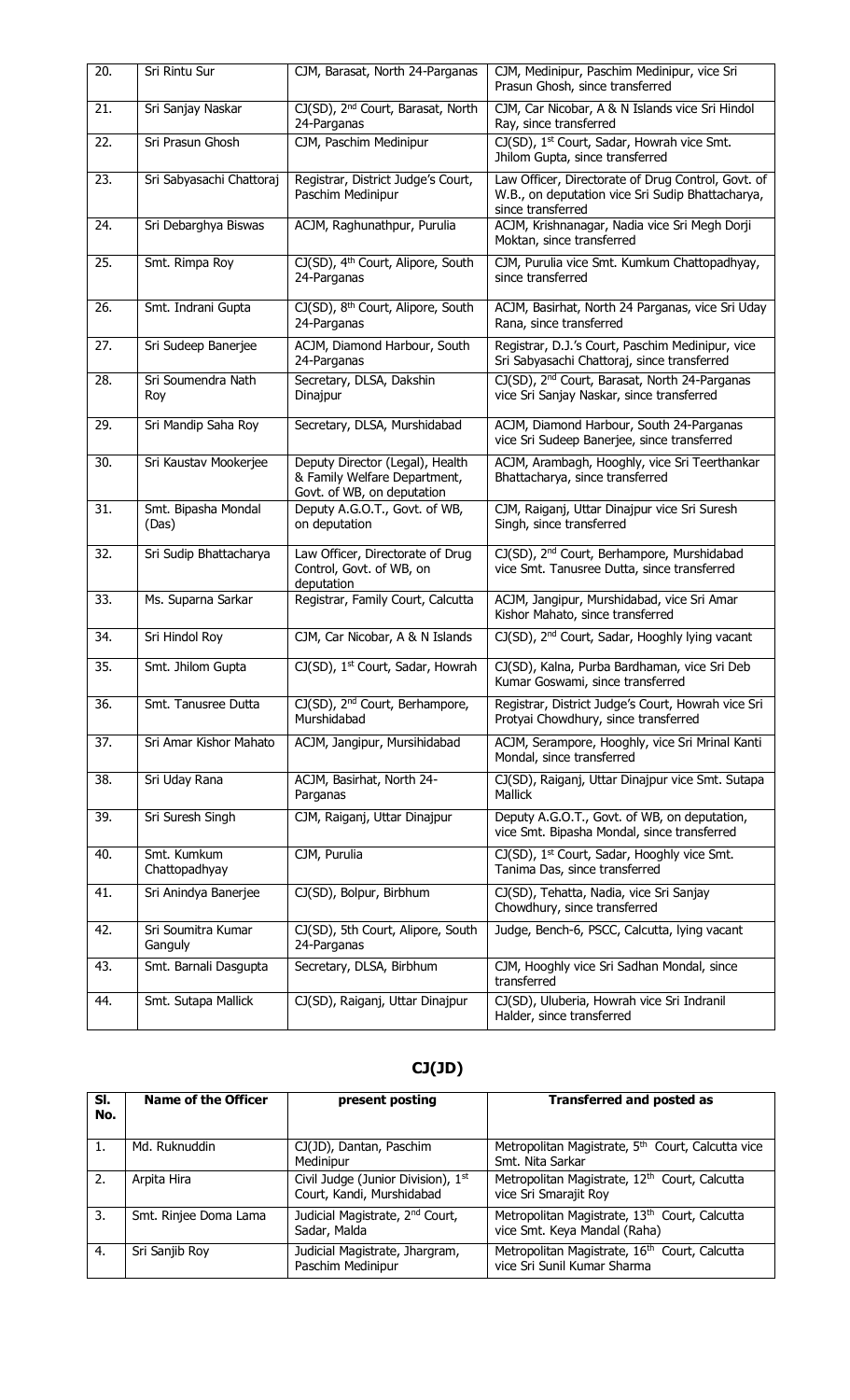| 20. | Sri Rintu Sur | CJM, Barasat, North 24-Parganas | CJM, Medinipur, Paschim Medinipur, vice Sri Prasun Ghosh, since transferred |
|---|---|---|---|
| 21. | Sri Sanjay Naskar | CJ(SD), 2nd Court, Barasat, North 24-Parganas | CJM, Car Nicobar, A & N Islands vice Sri Hindol Ray, since transferred |
| 22. | Sri Prasun Ghosh | CJM, Paschim Medinipur | CJ(SD), 1st Court, Sadar, Howrah vice Smt. Jhilom Gupta, since transferred |
| 23. | Sri Sabyasachi Chattoraj | Registrar, District Judge's Court, Paschim Medinipur | Law Officer, Directorate of Drug Control, Govt. of W.B., on deputation vice Sri Sudip Bhattacharya, since transferred |
| 24. | Sri Debarghya Biswas | ACJM, Raghunathpur, Purulia | ACJM, Krishnanagar, Nadia vice Sri Megh Dorji Moktan, since transferred |
| 25. | Smt. Rimpa Roy | CJ(SD), 4th Court, Alipore, South 24-Parganas | CJM, Purulia vice Smt. Kumkum Chattopadhyay, since transferred |
| 26. | Smt. Indrani Gupta | CJ(SD), 8th Court, Alipore, South 24-Parganas | ACJM, Basirhat, North 24 Parganas, vice Sri Uday Rana, since transferred |
| 27. | Sri Sudeep Banerjee | ACJM, Diamond Harbour, South 24-Parganas | Registrar, D.J.'s Court, Paschim Medinipur, vice Sri Sabyasachi Chattoraj, since transferred |
| 28. | Sri Soumendra Nath Roy | Secretary, DLSA, Dakshin Dinajpur | CJ(SD), 2nd Court, Barasat, North 24-Parganas vice Sri Sanjay Naskar, since transferred |
| 29. | Sri Mandip Saha Roy | Secretary, DLSA, Murshidabad | ACJM, Diamond Harbour, South 24-Parganas vice Sri Sudeep Banerjee, since transferred |
| 30. | Sri Kaustav Mookerjee | Deputy Director (Legal), Health & Family Welfare Department, Govt. of WB, on deputation | ACJM, Arambagh, Hooghly, vice Sri Teerthankar Bhattacharya, since transferred |
| 31. | Smt. Bipasha Mondal (Das) | Deputy A.G.O.T., Govt. of WB, on deputation | CJM, Raiganj, Uttar Dinajpur vice Sri Suresh Singh, since transferred |
| 32. | Sri Sudip Bhattacharya | Law Officer, Directorate of Drug Control, Govt. of WB, on deputation | CJ(SD), 2nd Court, Berhampore, Murshidabad vice Smt. Tanusree Dutta, since transferred |
| 33. | Ms. Suparna Sarkar | Registrar, Family Court, Calcutta | ACJM, Jangipur, Murshidabad, vice Sri Amar Kishor Mahato, since transferred |
| 34. | Sri Hindol Roy | CJM, Car Nicobar, A & N Islands | CJ(SD), 2nd Court, Sadar, Hooghly lying vacant |
| 35. | Smt. Jhilom Gupta | CJ(SD), 1st Court, Sadar, Howrah | CJ(SD), Kalna, Purba Bardhaman, vice Sri Deb Kumar Goswami, since transferred |
| 36. | Smt. Tanusree Dutta | CJ(SD), 2nd Court, Berhampore, Murshidabad | Registrar, District Judge's Court, Howrah vice Sri Protyai Chowdhury, since transferred |
| 37. | Sri Amar Kishor Mahato | ACJM, Jangipur, Mursihidabad | ACJM, Serampore, Hooghly, vice Sri Mrinal Kanti Mondal, since transferred |
| 38. | Sri Uday Rana | ACJM, Basirhat, North 24-Parganas | CJ(SD), Raiganj, Uttar Dinajpur vice Smt. Sutapa Mallick |
| 39. | Sri Suresh Singh | CJM, Raiganj, Uttar Dinajpur | Deputy A.G.O.T., Govt. of WB, on deputation, vice Smt. Bipasha Mondal, since transferred |
| 40. | Smt. Kumkum Chattopadhyay | CJM, Purulia | CJ(SD), 1st Court, Sadar, Hooghly vice Smt. Tanima Das, since transferred |
| 41. | Sri Anindya Banerjee | CJ(SD), Bolpur, Birbhum | CJ(SD), Tehatta, Nadia, vice Sri Sanjay Chowdhury, since transferred |
| 42. | Sri Soumitra Kumar Ganguly | CJ(SD), 5th Court, Alipore, South 24-Parganas | Judge, Bench-6, PSCC, Calcutta, lying vacant |
| 43. | Smt. Barnali Dasgupta | Secretary, DLSA, Birbhum | CJM, Hooghly vice Sri Sadhan Mondal, since transferred |
| 44. | Smt. Sutapa Mallick | CJ(SD), Raiganj, Uttar Dinajpur | CJ(SD), Uluberia, Howrah vice Sri Indranil Halder, since transferred |

## CJ(JD)

| Sl. No. | Name of the Officer | present posting | Transferred and posted as |
|---|---|---|---|
| 1. | Md. Ruknuddin | CJ(JD), Dantan, Paschim Medinipur | Metropolitan Magistrate, 5th Court, Calcutta vice Smt. Nita Sarkar |
| 2. | Arpita Hira | Civil Judge (Junior Division), 1st Court, Kandi, Murshidabad | Metropolitan Magistrate, 12th Court, Calcutta vice Sri Smarajit Roy |
| 3. | Smt. Rinjee Doma Lama | Judicial Magistrate, 2nd Court, Sadar, Malda | Metropolitan Magistrate, 13th Court, Calcutta vice Smt. Keya Mandal (Raha) |
| 4. | Sri Sanjib Roy | Judicial Magistrate, Jhargram, Paschim Medinipur | Metropolitan Magistrate, 16th Court, Calcutta vice Sri Sunil Kumar Sharma |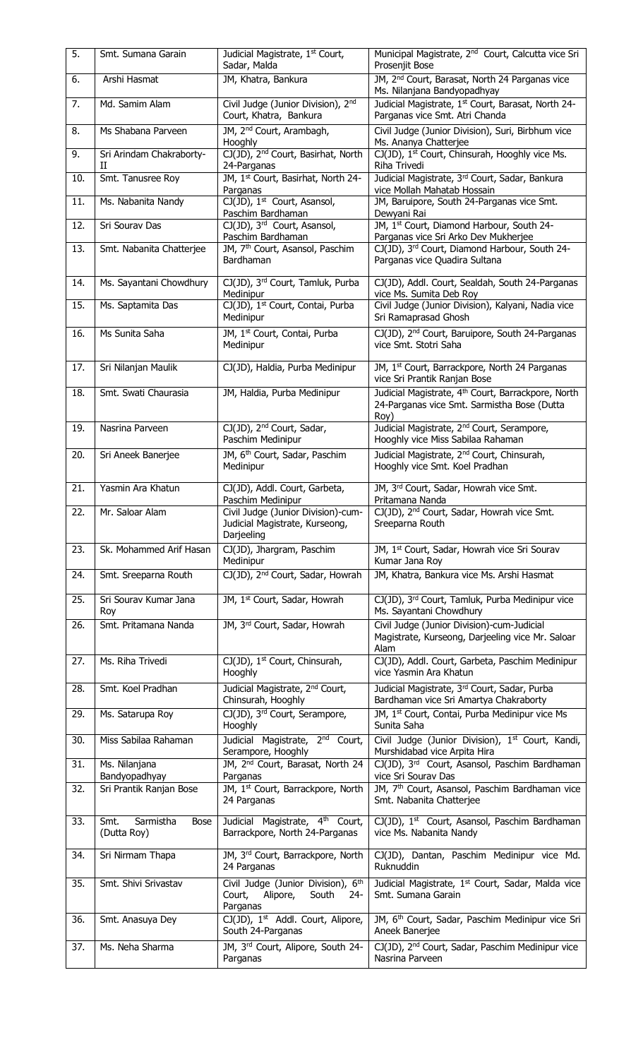| 5. | Smt. Sumana Garain | Judicial Magistrate, 1st Court, Sadar, Malda | Municipal Magistrate, 2nd Court, Calcutta vice Sri Prosenjit Bose |
|---|---|---|---|
| 6. | Arshi Hasmat | JM, Khatra, Bankura | JM, 2nd Court, Barasat, North 24 Parganas vice Ms. Nilanjana Bandyopadhyay |
| 7. | Md. Samim Alam | Civil Judge (Junior Division), 2nd Court, Khatra, Bankura | Judicial Magistrate, 1st Court, Barasat, North 24-Parganas vice Smt. Atri Chanda |
| 8. | Ms Shabana Parveen | JM, 2nd Court, Arambagh, Hooghly | Civil Judge (Junior Division), Suri, Birbhum vice Ms. Ananya Chatterjee |
| 9. | Sri Arindam Chakraborty-II | CJ(JD), 2nd Court, Basirhat, North 24-Parganas | CJ(JD), 1st Court, Chinsurah, Hooghly vice Ms. Riha Trivedi |
| 10. | Smt. Tanusree Roy | JM, 1st Court, Basirhat, North 24-Parganas | Judicial Magistrate, 3rd Court, Sadar, Bankura vice Mollah Mahatab Hossain |
| 11. | Ms. Nabanita Nandy | CJ(JD), 1st Court, Asansol, Paschim Bardhaman | JM, Baruipore, South 24-Parganas vice Smt. Dewyani Rai |
| 12. | Sri Sourav Das | CJ(JD), 3rd Court, Asansol, Paschim Bardhaman | JM, 1st Court, Diamond Harbour, South 24-Parganas vice Sri Arko Dev Mukherjee |
| 13. | Smt. Nabanita Chatterjee | JM, 7th Court, Asansol, Paschim Bardhaman | CJ(JD), 3rd Court, Diamond Harbour, South 24-Parganas vice Quadira Sultana |
| 14. | Ms. Sayantani Chowdhury | CJ(JD), 3rd Court, Tamluk, Purba Medinipur | CJ(JD), Addl. Court, Sealdah, South 24-Parganas vice Ms. Sumita Deb Roy |
| 15. | Ms. Saptamita Das | CJ(JD), 1st Court, Contai, Purba Medinipur | Civil Judge (Junior Division), Kalyani, Nadia vice Sri Ramaprasad Ghosh |
| 16. | Ms Sunita Saha | JM, 1st Court, Contai, Purba Medinipur | CJ(JD), 2nd Court, Baruipore, South 24-Parganas vice Smt. Stotri Saha |
| 17. | Sri Nilanjan Maulik | CJ(JD), Haldia, Purba Medinipur | JM, 1st Court, Barrackpore, North 24 Parganas vice Sri Prantik Ranjan Bose |
| 18. | Smt. Swati Chaurasia | JM, Haldia, Purba Medinipur | Judicial Magistrate, 4th Court, Barrackpore, North 24-Parganas vice Smt. Sarmistha Bose (Dutta Roy) |
| 19. | Nasrina Parveen | CJ(JD), 2nd Court, Sadar, Paschim Medinipur | Judicial Magistrate, 2nd Court, Serampore, Hooghly vice Miss Sabilaa Rahaman |
| 20. | Sri Aneek Banerjee | JM, 6th Court, Sadar, Paschim Medinipur | Judicial Magistrate, 2nd Court, Chinsurah, Hooghly vice Smt. Koel Pradhan |
| 21. | Yasmin Ara Khatun | CJ(JD), Addl. Court, Garbeta, Paschim Medinipur | JM, 3rd Court, Sadar, Howrah vice Smt. Pritamana Nanda |
| 22. | Mr. Saloar Alam | Civil Judge (Junior Division)-cum-Judicial Magistrate, Kurseong, Darjeeling | CJ(JD), 2nd Court, Sadar, Howrah vice Smt. Sreeparna Routh |
| 23. | Sk. Mohammed Arif Hasan | CJ(JD), Jhargram, Paschim Medinipur | JM, 1st Court, Sadar, Howrah vice Sri Sourav Kumar Jana Roy |
| 24. | Smt. Sreeparna Routh | CJ(JD), 2nd Court, Sadar, Howrah | JM, Khatra, Bankura vice Ms. Arshi Hasmat |
| 25. | Sri Sourav Kumar Jana Roy | JM, 1st Court, Sadar, Howrah | CJ(JD), 3rd Court, Tamluk, Purba Medinipur vice Ms. Sayantani Chowdhury |
| 26. | Smt. Pritamana Nanda | JM, 3rd Court, Sadar, Howrah | Civil Judge (Junior Division)-cum-Judicial Magistrate, Kurseong, Darjeeling vice Mr. Saloar Alam |
| 27. | Ms. Riha Trivedi | CJ(JD), 1st Court, Chinsurah, Hooghly | CJ(JD), Addl. Court, Garbeta, Paschim Medinipur vice Yasmin Ara Khatun |
| 28. | Smt. Koel Pradhan | Judicial Magistrate, 2nd Court, Chinsurah, Hooghly | Judicial Magistrate, 3rd Court, Sadar, Purba Bardhaman vice Sri Amartya Chakraborty |
| 29. | Ms. Satarupa Roy | CJ(JD), 3rd Court, Serampore, Hooghly | JM, 1st Court, Contai, Purba Medinipur vice Ms Sunita Saha |
| 30. | Miss Sabilaa Rahaman | Judicial Magistrate, 2nd Court, Serampore, Hooghly | Civil Judge (Junior Division), 1st Court, Kandi, Murshidabad vice Arpita Hira |
| 31. | Ms. Nilanjana Bandyopadhyay | JM, 2nd Court, Barasat, North 24 Parganas | CJ(JD), 3rd Court, Asansol, Paschim Bardhaman vice Sri Sourav Das |
| 32. | Sri Prantik Ranjan Bose | JM, 1st Court, Barrackpore, North 24 Parganas | JM, 7th Court, Asansol, Paschim Bardhaman vice Smt. Nabanita Chatterjee |
| 33. | Smt. Sarmistha Bose (Dutta Roy) | Judicial Magistrate, 4th Court, Barrackpore, North 24-Parganas | CJ(JD), 1st Court, Asansol, Paschim Bardhaman vice Ms. Nabanita Nandy |
| 34. | Sri Nirmam Thapa | JM, 3rd Court, Barrackpore, North 24 Parganas | CJ(JD), Dantan, Paschim Medinipur vice Md. Ruknuddin |
| 35. | Smt. Shivi Srivastav | Civil Judge (Junior Division), 6th Court, Alipore, South 24-Parganas | Judicial Magistrate, 1st Court, Sadar, Malda vice Smt. Sumana Garain |
| 36. | Smt. Anasuya Dey | CJ(JD), 1st Addl. Court, Alipore, South 24-Parganas | JM, 6th Court, Sadar, Paschim Medinipur vice Sri Aneek Banerjee |
| 37. | Ms. Neha Sharma | JM, 3rd Court, Alipore, South 24-Parganas | CJ(JD), 2nd Court, Sadar, Paschim Medinipur vice Nasrina Parveen |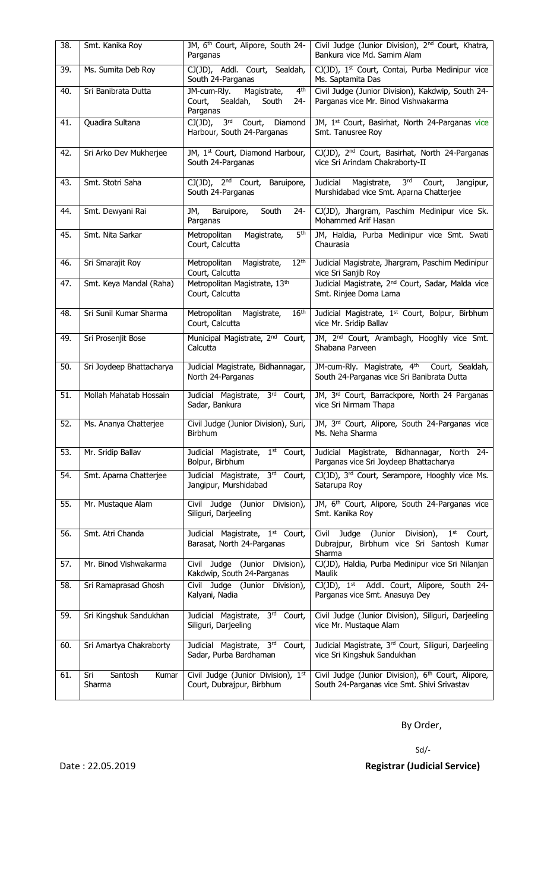| | | | |
|---|---|---|---|
| 38. | Smt. Kanika Roy | JM, 6th Court, Alipore, South 24-Parganas | Civil Judge (Junior Division), 2nd Court, Khatra, Bankura vice Md. Samim Alam |
| 39. | Ms. Sumita Deb Roy | CJ(JD), Addl. Court, Sealdah, South 24-Parganas | CJ(JD), 1st Court, Contai, Purba Medinipur vice Ms. Saptamita Das |
| 40. | Sri Banibrata Dutta | JM-cum-Rly. Magistrate, 4th Court, Sealdah, South 24-Parganas | Civil Judge (Junior Division), Kakdwip, South 24-Parganas vice Mr. Binod Vishwakarma |
| 41. | Quadira Sultana | CJ(JD), 3rd Court, Diamond Harbour, South 24-Parganas | JM, 1st Court, Basirhat, North 24-Parganas vice Smt. Tanusree Roy |
| 42. | Sri Arko Dev Mukherjee | JM, 1st Court, Diamond Harbour, South 24-Parganas | CJ(JD), 2nd Court, Basirhat, North 24-Parganas vice Sri Arindam Chakraborty-II |
| 43. | Smt. Stotri Saha | CJ(JD), 2nd Court, Baruipore, South 24-Parganas | Judicial Magistrate, 3rd Court, Jangipur, Murshidabad vice Smt. Aparna Chatterjee |
| 44. | Smt. Dewyani Rai | JM, Baruipore, South 24-Parganas | CJ(JD), Jhargram, Paschim Medinipur vice Sk. Mohammed Arif Hasan |
| 45. | Smt. Nita Sarkar | Metropolitan Magistrate, 5th Court, Calcutta | JM, Haldia, Purba Medinipur vice Smt. Swati Chaurasia |
| 46. | Sri Smarajit Roy | Metropolitan Magistrate, 12th Court, Calcutta | Judicial Magistrate, Jhargram, Paschim Medinipur vice Sri Sanjib Roy |
| 47. | Smt. Keya Mandal (Raha) | Metropolitan Magistrate, 13th Court, Calcutta | Judicial Magistrate, 2nd Court, Sadar, Malda vice Smt. Rinjee Doma Lama |
| 48. | Sri Sunil Kumar Sharma | Metropolitan Magistrate, 16th Court, Calcutta | Judicial Magistrate, 1st Court, Bolpur, Birbhum vice Mr. Sridip Ballav |
| 49. | Sri Prosenjit Bose | Municipal Magistrate, 2nd Court, Calcutta | JM, 2nd Court, Arambagh, Hooghly vice Smt. Shabana Parveen |
| 50. | Sri Joydeep Bhattacharya | Judicial Magistrate, Bidhannagar, North 24-Parganas | JM-cum-Rly. Magistrate, 4th Court, Sealdah, South 24-Parganas vice Sri Banibrata Dutta |
| 51. | Mollah Mahatab Hossain | Judicial Magistrate, 3rd Court, Sadar, Bankura | JM, 3rd Court, Barrackpore, North 24 Parganas vice Sri Nirmam Thapa |
| 52. | Ms. Ananya Chatterjee | Civil Judge (Junior Division), Suri, Birbhum | JM, 3rd Court, Alipore, South 24-Parganas vice Ms. Neha Sharma |
| 53. | Mr. Sridip Ballav | Judicial Magistrate, 1st Court, Bolpur, Birbhum | Judicial Magistrate, Bidhannagar, North 24-Parganas vice Sri Joydeep Bhattacharya |
| 54. | Smt. Aparna Chatterjee | Judicial Magistrate, 3rd Court, Jangipur, Murshidabad | CJ(JD), 3rd Court, Serampore, Hooghly vice Ms. Satarupa Roy |
| 55. | Mr. Mustaque Alam | Civil Judge (Junior Division), Siliguri, Darjeeling | JM, 6th Court, Alipore, South 24-Parganas vice Smt. Kanika Roy |
| 56. | Smt. Atri Chanda | Judicial Magistrate, 1st Court, Barasat, North 24-Parganas | Civil Judge (Junior Division), 1st Court, Dubrajpur, Birbhum vice Sri Santosh Kumar Sharma |
| 57. | Mr. Binod Vishwakarma | Civil Judge (Junior Division), Kakdwip, South 24-Parganas | CJ(JD), Haldia, Purba Medinipur vice Sri Nilanjan Maulik |
| 58. | Sri Ramaprasad Ghosh | Civil Judge (Junior Division), Kalyani, Nadia | CJ(JD), 1st Addl. Court, Alipore, South 24-Parganas vice Smt. Anasuya Dey |
| 59. | Sri Kingshuk Sandukhan | Judicial Magistrate, 3rd Court, Siliguri, Darjeeling | Civil Judge (Junior Division), Siliguri, Darjeeling vice Mr. Mustaque Alam |
| 60. | Sri Amartya Chakraborty | Judicial Magistrate, 3rd Court, Sadar, Purba Bardhaman | Judicial Magistrate, 3rd Court, Siliguri, Darjeeling vice Sri Kingshuk Sandukhan |
| 61. | Sri Santosh Kumar Sharma | Civil Judge (Junior Division), 1st Court, Dubrajpur, Birbhum | Civil Judge (Junior Division), 6th Court, Alipore, South 24-Parganas vice Smt. Shivi Srivastav |

By Order,

Sd/-

Date : 22.05.2019

**Registrar (Judicial Service)**